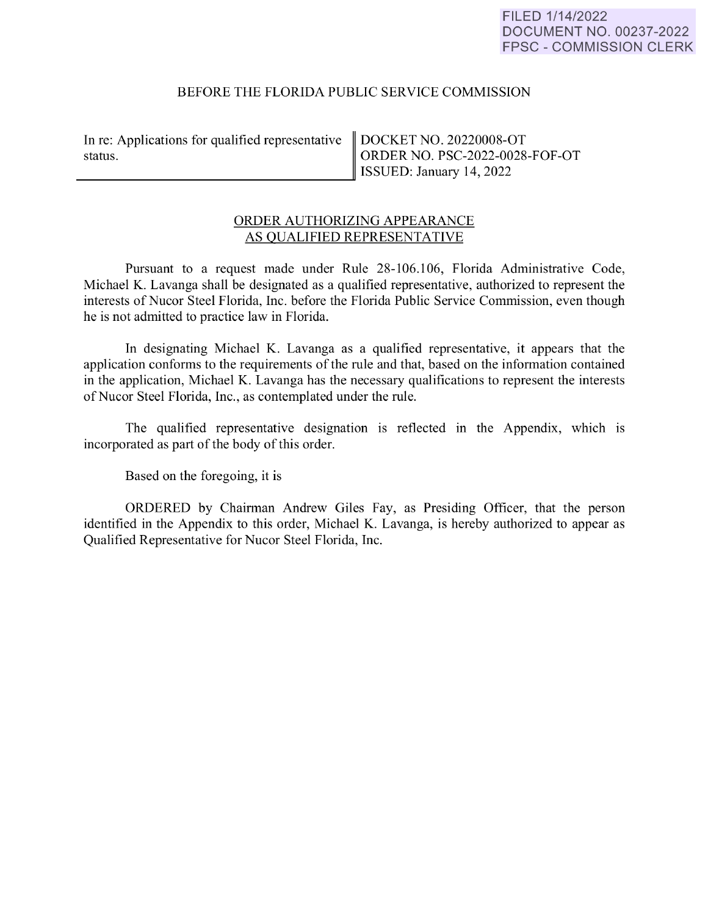FILED 1/14/2022
DOCUMENT NO. 00237-2022
FPSC - COMMISSION CLERK

BEFORE THE FLORIDA PUBLIC SERVICE COMMISSION

| In re: Applications for qualified representative status. | DOCKET NO. 20220008-OT<br>ORDER NO. PSC-2022-0028-FOF-OT<br>ISSUED: January 14, 2022 |
|---|---|

ORDER AUTHORIZING APPEARANCE
AS QUALIFIED REPRESENTATIVE

Pursuant to a request made under Rule 28-106.106, Florida Administrative Code, Michael K. Lavanga shall be designated as a qualified representative, authorized to represent the interests of Nucor Steel Florida, Inc. before the Florida Public Service Commission, even though he is not admitted to practice law in Florida.

In designating Michael K. Lavanga as a qualified representative, it appears that the application conforms to the requirements of the rule and that, based on the information contained in the application, Michael K. Lavanga has the necessary qualifications to represent the interests of Nucor Steel Florida, Inc., as contemplated under the rule.

The qualified representative designation is reflected in the Appendix, which is incorporated as part of the body of this order.

Based on the foregoing, it is

ORDERED by Chairman Andrew Giles Fay, as Presiding Officer, that the person identified in the Appendix to this order, Michael K. Lavanga, is hereby authorized to appear as Qualified Representative for Nucor Steel Florida, Inc.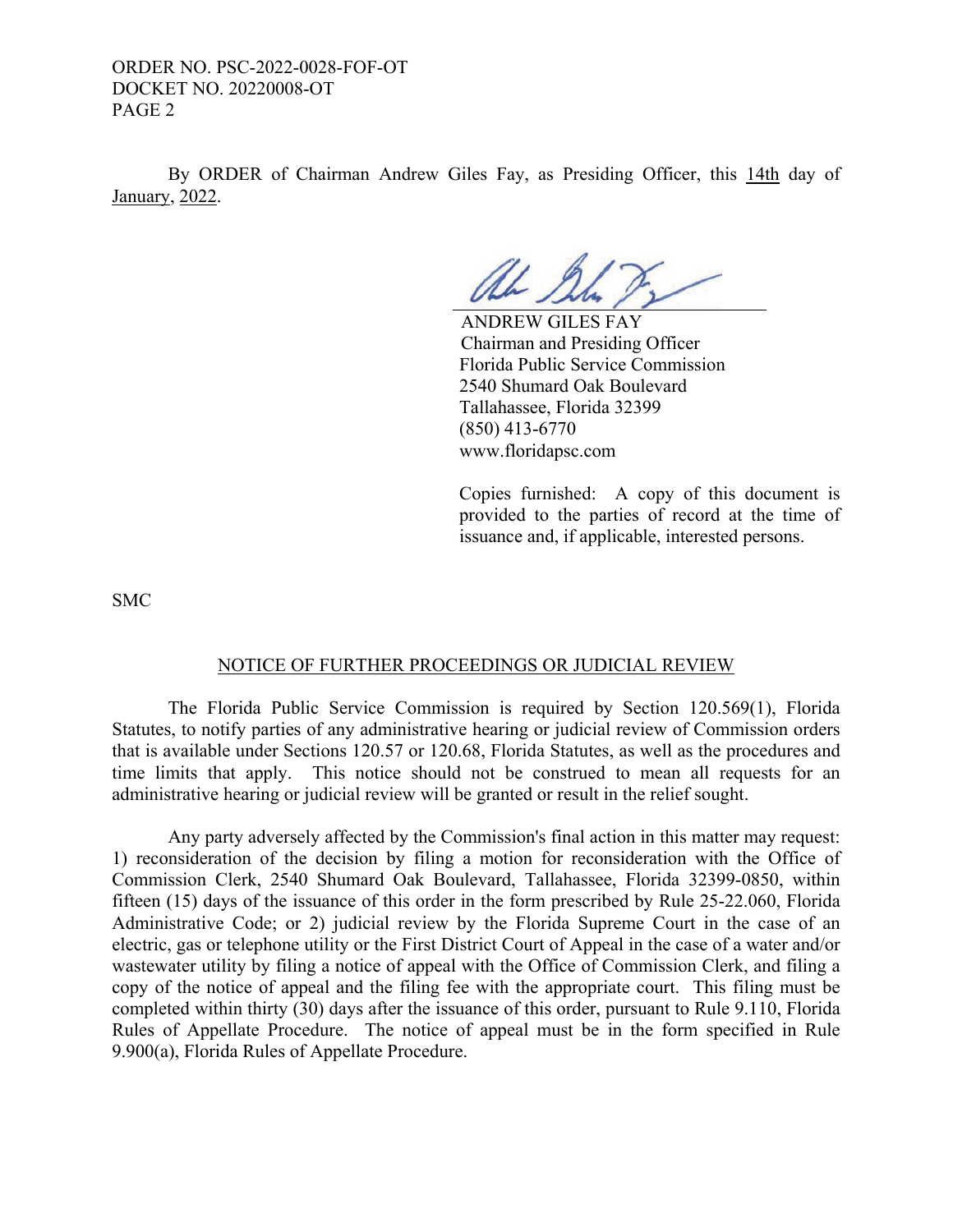By ORDER of Chairman Andrew Giles Fay, as Presiding Officer, this 14th day of January, 2022.

ANDREW GILES FAY
Chairman and Presiding Officer
Florida Public Service Commission
2540 Shumard Oak Boulevard
Tallahassee, Florida 32399
(850) 413-6770
www.floridapsc.com

Copies furnished: A copy of this document is provided to the parties of record at the time of issuance and, if applicable, interested persons.

SMC

## NOTICE OF FURTHER PROCEEDINGS OR JUDICIAL REVIEW

The Florida Public Service Commission is required by Section 120.569(1), Florida Statutes, to notify parties of any administrative hearing or judicial review of Commission orders that is available under Sections 120.57 or 120.68, Florida Statutes, as well as the procedures and time limits that apply. This notice should not be construed to mean all requests for an administrative hearing or judicial review will be granted or result in the relief sought.

Any party adversely affected by the Commission's final action in this matter may request: 1) reconsideration of the decision by filing a motion for reconsideration with the Office of Commission Clerk, 2540 Shumard Oak Boulevard, Tallahassee, Florida 32399-0850, within fifteen (15) days of the issuance of this order in the form prescribed by Rule 25-22.060, Florida Administrative Code; or 2) judicial review by the Florida Supreme Court in the case of an electric, gas or telephone utility or the First District Court of Appeal in the case of a water and/or wastewater utility by filing a notice of appeal with the Office of Commission Clerk, and filing a copy of the notice of appeal and the filing fee with the appropriate court. This filing must be completed within thirty (30) days after the issuance of this order, pursuant to Rule 9.110, Florida Rules of Appellate Procedure. The notice of appeal must be in the form specified in Rule 9.900(a), Florida Rules of Appellate Procedure.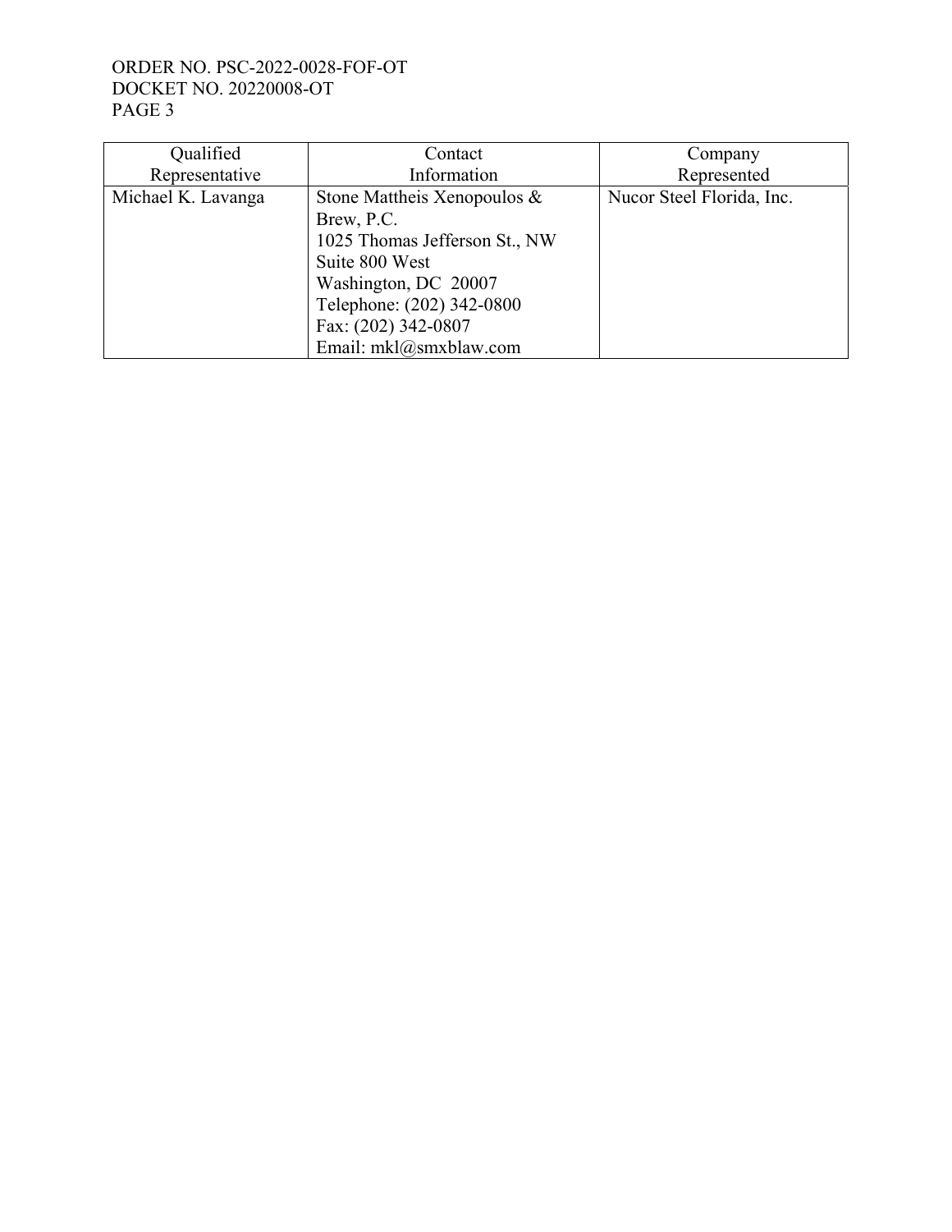| Qualified Representative | Contact Information | Company Represented |
|---|---|---|
| Michael K. Lavanga | Stone Mattheis Xenopoulos & Brew, P.C.<br>1025 Thomas Jefferson St., NW<br>Suite 800 West<br>Washington, DC 20007<br>Telephone: (202) 342-0800<br>Fax: (202) 342-0807<br>Email: mkl@smxblaw.com | Nucor Steel Florida, Inc. |